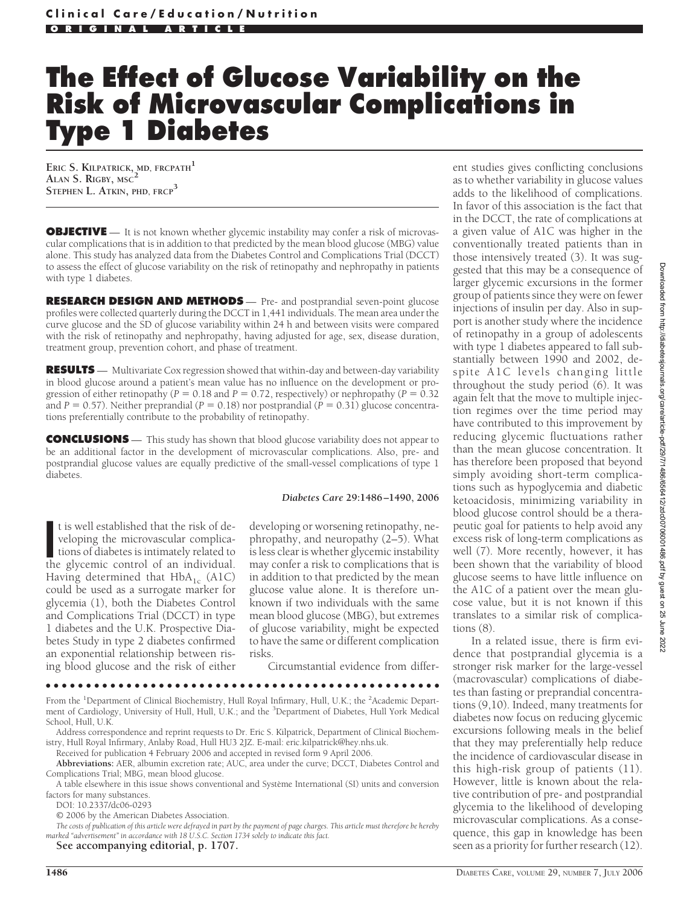# The Effect of Glucose Variability on the Risk of Microvascular Complications in Type 1 Diabetes

**Eric S. Kilpatrick, md, frcpath**[1]
**Alan S. Rigby, msc**[2]
**Stephen L. Atkin, phd, frcp**[3]

**OBJECTIVE** — It is not known whether glycemic instability may confer a risk of microvascular complications that is in addition to that predicted by the mean blood glucose (MBG) value alone. This study has analyzed data from the Diabetes Control and Complications Trial (DCCT) to assess the effect of glucose variability on the risk of retinopathy and nephropathy in patients with type 1 diabetes.

**RESEARCH DESIGN AND METHODS** — Pre- and postprandial seven-point glucose profiles were collected quarterly during the DCCT in 1,441 individuals. The mean area under the curve glucose and the SD of glucose variability within 24 h and between visits were compared with the risk of retinopathy and nephropathy, having adjusted for age, sex, disease duration, treatment group, prevention cohort, and phase of treatment.

**RESULTS** — Multivariate Cox regression showed that within-day and between-day variability in blood glucose around a patient's mean value has no influence on the development or progression of either retinopathy ($P = 0.18$ and $P = 0.72$, respectively) or nephropathy ($P = 0.32$ and $P = 0.57$). Neither preprandial ($P = 0.18$) nor postprandial ($P = 0.31$) glucose concentrations preferentially contribute to the probability of retinopathy.

**CONCLUSIONS** — This study has shown that blood glucose variability does not appear to be an additional factor in the development of microvascular complications. Also, pre- and postprandial glucose values are equally predictive of the small-vessel complications of type 1 diabetes.

*Diabetes Care* **29:**1486–1490, 2006

It is well established that the risk of developing the microvascular complications of diabetes is intimately related to the glycemic control of an individual. Having determined that $HbA_{1c}$ (A1C) could be used as a surrogate marker for glycemia (1), both the Diabetes Control and Complications Trial (DCCT) in type 1 diabetes and the U.K. Prospective Diabetes Study in type 2 diabetes confirmed an exponential relationship between rising blood glucose and the risk of either developing or worsening retinopathy, nephropathy, and neuropathy (2–5). What is less clear is whether glycemic instability may confer a risk to complications that is in addition to that predicted by the mean glucose value alone. It is therefore unknown if two individuals with the same mean blood glucose (MBG), but extremes of glucose variability, might be expected to have the same or different complication risks.

Circumstantial evidence from different studies gives conflicting conclusions as to whether variability in glucose values adds to the likelihood of complications. In favor of this association is the fact that in the DCCT, the rate of complications at a given value of A1C was higher in the conventionally treated patients than in those intensively treated (3). It was suggested that this may be a consequence of larger glycemic excursions in the former group of patients since they were on fewer injections of insulin per day. Also in support is another study where the incidence of retinopathy in a group of adolescents with type 1 diabetes appeared to fall substantially between 1990 and 2002, despite A1C levels changing little throughout the study period (6). It was again felt that the move to multiple injection regimes over the time period may have contributed to this improvement by reducing glycemic fluctuations rather than the mean glucose concentration. It has therefore been proposed that beyond simply avoiding short-term complications such as hypoglycemia and diabetic ketoacidosis, minimizing variability in blood glucose control should be a therapeutic goal for patients to help avoid any excess risk of long-term complications as well (7). More recently, however, it has been shown that the variability of blood glucose seems to have little influence on the A1C of a patient over the mean glucose value, but it is not known if this translates to a similar risk of complications (8).

In a related issue, there is firm evidence that postprandial glycemia is a stronger risk marker for the large-vessel (macrovascular) complications of diabetes than fasting or preprandial concentrations (9,10). Indeed, many treatments for diabetes now focus on reducing glycemic excursions following meals in the belief that they may preferentially help reduce the incidence of cardiovascular disease in this high-risk group of patients (11). However, little is known about the relative contribution of pre- and postprandial glycemia to the likelihood of developing microvascular complications. As a consequence, this gap in knowledge has been seen as a priority for further research (12).

From the [1]Department of Clinical Biochemistry, Hull Royal Infirmary, Hull, U.K.; the [2]Academic Department of Cardiology, University of Hull, Hull, U.K.; and the [3]Department of Diabetes, Hull York Medical School, Hull, U.K.

Address correspondence and reprint requests to Dr. Eric S. Kilpatrick, Department of Clinical Biochemistry, Hull Royal Infirmary, Anlaby Road, Hull HU3 2JZ. E-mail: eric.kilpatrick@hey.nhs.uk.

Received for publication 4 February 2006 and accepted in revised form 9 April 2006.

**Abbreviations:** AER, albumin excretion rate; AUC, area under the curve; DCCT, Diabetes Control and Complications Trial; MBG, mean blood glucose.

A table elsewhere in this issue shows conventional and Système International (SI) units and conversion factors for many substances.

DOI: 10.2337/dc06-0293

© 2006 by the American Diabetes Association.

*The costs of publication of this article were defrayed in part by the payment of page charges. This article must therefore be hereby marked "advertisement" in accordance with 18 U.S.C. Section 1734 solely to indicate this fact.*

**See accompanying editorial, p. 1707.**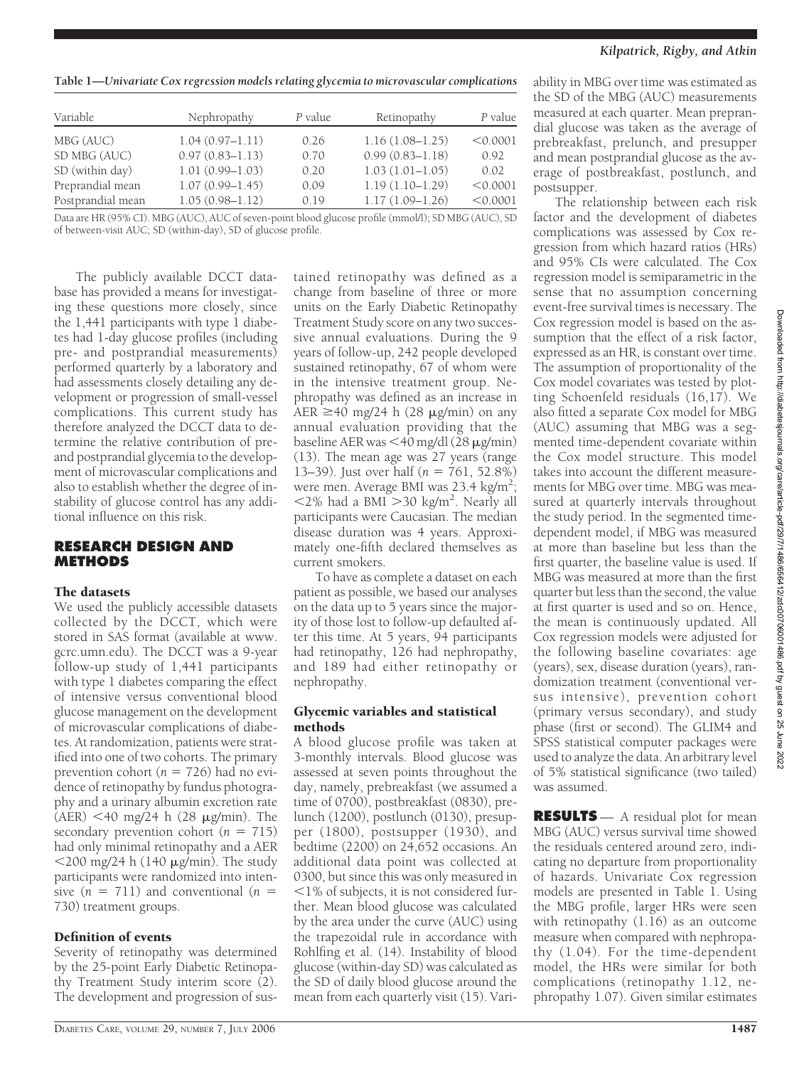**Table 1—Univariate Cox regression models relating glycemia to microvascular complications**

| Variable | Nephropathy | P value | Retinopathy | P value |
|---|---|---|---|---|
| MBG (AUC) | 1.04 (0.97–1.11) | 0.26 | 1.16 (1.08–1.25) | <0.0001 |
| SD MBG (AUC) | 0.97 (0.83–1.13) | 0.70 | 0.99 (0.83–1.18) | 0.92 |
| SD (within day) | 1.01 (0.99–1.03) | 0.20 | 1.03 (1.01–1.05) | 0.02 |
| Preprandial mean | 1.07 (0.99–1.45) | 0.09 | 1.19 (1.10–1.29) | <0.0001 |
| Postprandial mean | 1.05 (0.98–1.12) | 0.19 | 1.17 (1.09–1.26) | <0.0001 |

Data are HR (95% CI). MBG (AUC), AUC of seven-point blood glucose profile (mmol/l); SD MBG (AUC), SD of between-visit AUC; SD (within-day), SD of glucose profile.

The publicly available DCCT database has provided a means for investigating these questions more closely, since the 1,441 participants with type 1 diabetes had 1-day glucose profiles (including pre- and postprandial measurements) performed quarterly by a laboratory and had assessments closely detailing any development or progression of small-vessel complications. This current study has therefore analyzed the DCCT data to determine the relative contribution of pre- and postprandial glycemia to the development of microvascular complications and also to establish whether the degree of instability of glucose control has any additional influence on this risk.

## RESEARCH DESIGN AND METHODS

### The datasets

We used the publicly accessible datasets collected by the DCCT, which were stored in SAS format (available at www.gcrc.umn.edu). The DCCT was a 9-year follow-up study of 1,441 participants with type 1 diabetes comparing the effect of intensive versus conventional blood glucose management on the development of microvascular complications of diabetes. At randomization, patients were stratified into one of two cohorts. The primary prevention cohort ($n = 726$) had no evidence of retinopathy by fundus photography and a urinary albumin excretion rate (AER) <40 mg/24 h (28 μg/min). The secondary prevention cohort ($n = 715$) had only minimal retinopathy and a AER <200 mg/24 h (140 μg/min). The study participants were randomized into intensive ($n = 711$) and conventional ($n = 730$) treatment groups.

### Definition of events

Severity of retinopathy was determined by the 25-point Early Diabetic Retinopathy Treatment Study interim score (2). The development and progression of sustained retinopathy was defined as a change from baseline of three or more units on the Early Diabetic Retinopathy Treatment Study score on any two successive annual evaluations. During the 9 years of follow-up, 242 people developed sustained retinopathy, 67 of whom were in the intensive treatment group. Nephropathy was defined as an increase in AER ≥40 mg/24 h (28 μg/min) on any annual evaluation providing that the baseline AER was <40 mg/dl (28 μg/min) (13). The mean age was 27 years (range 13–39). Just over half ($n = 761$, 52.8%) were men. Average BMI was 23.4 kg/m$^2$; <2% had a BMI >30 kg/m$^2$. Nearly all participants were Caucasian. The median disease duration was 4 years. Approximately one-fifth declared themselves as current smokers.

To have as complete a dataset on each patient as possible, we based our analyses on the data up to 5 years since the majority of those lost to follow-up defaulted after this time. At 5 years, 94 participants had retinopathy, 126 had nephropathy, and 189 had either retinopathy or nephropathy.

### Glycemic variables and statistical methods

A blood glucose profile was taken at 3-monthly intervals. Blood glucose was assessed at seven points throughout the day, namely, prebreakfast (we assumed a time of 0700), postbreakfast (0830), prelunch (1200), postlunch (0130), presupper (1800), postsupper (1930), and bedtime (2200) on 24,652 occasions. An additional data point was collected at 0300, but since this was only measured in <1% of subjects, it is not considered further. Mean blood glucose was calculated by the area under the curve (AUC) using the trapezoidal rule in accordance with Rohlfing et al. (14). Instability of blood glucose (within-day SD) was calculated as the SD of daily blood glucose around the mean from each quarterly visit (15). Variability in MBG over time was estimated as the SD of the MBG (AUC) measurements measured at each quarter. Mean preprandial glucose was taken as the average of prebreakfast, prelunch, and presupper and mean postprandial glucose as the average of postbreakfast, postlunch, and postsupper.

The relationship between each risk factor and the development of diabetes complications was assessed by Cox regression from which hazard ratios (HRs) and 95% CIs were calculated. The Cox regression model is semiparametric in the sense that no assumption concerning event-free survival times is necessary. The Cox regression model is based on the assumption that the effect of a risk factor, expressed as an HR, is constant over time. The assumption of proportionality of the Cox model covariates was tested by plotting Schoenfeld residuals (16,17). We also fitted a separate Cox model for MBG (AUC) assuming that MBG was a segmented time-dependent covariate within the Cox model structure. This model takes into account the different measurements for MBG over time. MBG was measured at quarterly intervals throughout the study period. In the segmented time-dependent model, if MBG was measured at more than baseline but less than the first quarter, the baseline value is used. If MBG was measured at more than the first quarter but less than the second, the value at first quarter is used and so on. Hence, the mean is continuously updated. All Cox regression models were adjusted for the following baseline covariates: age (years), sex, disease duration (years), randomization treatment (conventional versus intensive), prevention cohort (primary versus secondary), and study phase (first or second). The GLIM4 and SPSS statistical computer packages were used to analyze the data. An arbitrary level of 5% statistical significance (two tailed) was assumed.

## RESULTS

— A residual plot for mean MBG (AUC) versus survival time showed the residuals centered around zero, indicating no departure from proportionality of hazards. Univariate Cox regression models are presented in Table 1. Using the MBG profile, larger HRs were seen with retinopathy (1.16) as an outcome measure when compared with nephropathy (1.04). For the time-dependent model, the HRs were similar for both complications (retinopathy 1.12, nephropathy 1.07). Given similar estimates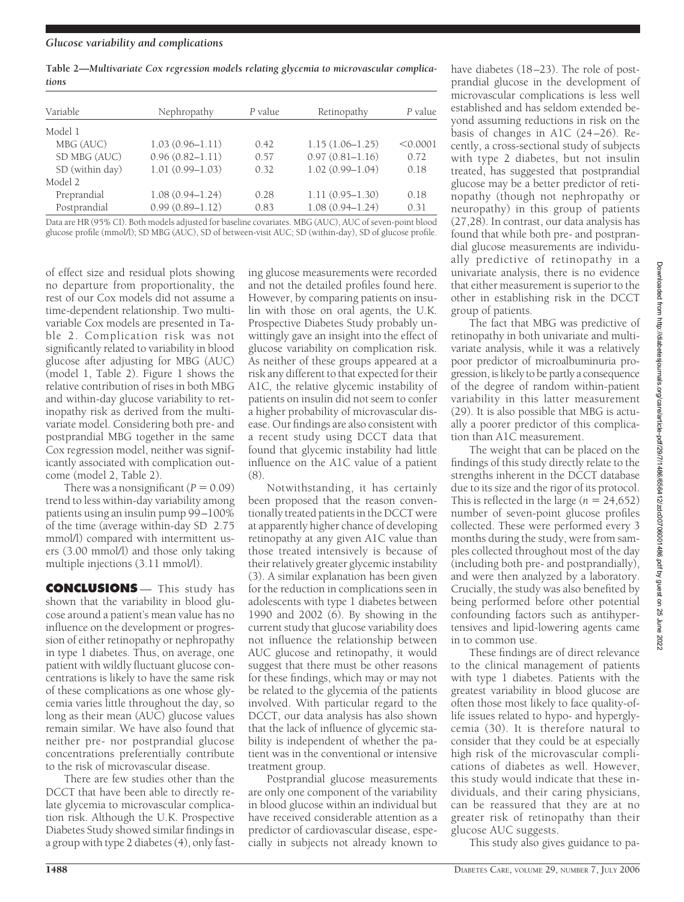**Table 2—Multivariate Cox regression models relating glycemia to microvascular complications**

| Variable | Nephropathy | *P* value | Retinopathy | *P* value |
|---|---|---|---|---|
| Model 1 | | | | |
| MBG (AUC) | 1.03 (0.96–1.11) | 0.42 | 1.15 (1.06–1.25) | <0.0001 |
| SD MBG (AUC) | 0.96 (0.82–1.11) | 0.57 | 0.97 (0.81–1.16) | 0.72 |
| SD (within day) | 1.01 (0.99–1.03) | 0.32 | 1.02 (0.99–1.04) | 0.18 |
| Model 2 | | | | |
| Preprandial | 1.08 (0.94–1.24) | 0.28 | 1.11 (0.95–1.30) | 0.18 |
| Postprandial | 0.99 (0.89–1.12) | 0.83 | 1.08 (0.94–1.24) | 0.31 |

Data are HR (95% CI). Both models adjusted for baseline covariates. MBG (AUC), AUC of seven-point blood glucose profile (mmol/l); SD MBG (AUC), SD of between-visit AUC; SD (within-day), SD of glucose profile.

of effect size and residual plots showing no departure from proportionality, the rest of our Cox models did not assume a time-dependent relationship. Two multivariable Cox models are presented in Table 2. Complication risk was not significantly related to variability in blood glucose after adjusting for MBG (AUC) (model 1, Table 2). Figure 1 shows the relative contribution of rises in both MBG and within-day glucose variability to retinopathy risk as derived from the multivariate model. Considering both pre- and postprandial MBG together in the same Cox regression model, neither was significantly associated with complication outcome (model 2, Table 2).

There was a nonsignificant ($P = 0.09$) trend to less within-day variability among patients using an insulin pump 99–100% of the time (average within-day SD 2.75 mmol/l) compared with intermittent users (3.00 mmol/l) and those only taking multiple injections (3.11 mmol/l).

## CONCLUSIONS

This study has shown that the variability in blood glucose around a patient's mean value has no influence on the development or progression of either retinopathy or nephropathy in type 1 diabetes. Thus, on average, one patient with wildly fluctuant glucose concentrations is likely to have the same risk of these complications as one whose glycemia varies little throughout the day, so long as their mean (AUC) glucose values remain similar. We have also found that neither pre- nor postprandial glucose concentrations preferentially contribute to the risk of microvascular disease.

There are few studies other than the DCCT that have been able to directly relate glycemia to microvascular complication risk. Although the U.K. Prospective Diabetes Study showed similar findings in a group with type 2 diabetes (4), only fasting glucose measurements were recorded and not the detailed profiles found here. However, by comparing patients on insulin with those on oral agents, the U.K. Prospective Diabetes Study probably unwittingly gave an insight into the effect of glucose variability on complication risk. As neither of these groups appeared at a risk any different to that expected for their A1C, the relative glycemic instability of patients on insulin did not seem to confer a higher probability of microvascular disease. Our findings are also consistent with a recent study using DCCT data that found that glycemic instability had little influence on the A1C value of a patient (8).

Notwithstanding, it has certainly been proposed that the reason conventionally treated patients in the DCCT were at apparently higher chance of developing retinopathy at any given A1C value than those treated intensively is because of their relatively greater glycemic instability (3). A similar explanation has been given for the reduction in complications seen in adolescents with type 1 diabetes between 1990 and 2002 (6). By showing in the current study that glucose variability does not influence the relationship between AUC glucose and retinopathy, it would suggest that there must be other reasons for these findings, which may or may not be related to the glycemia of the patients involved. With particular regard to the DCCT, our data analysis has also shown that the lack of influence of glycemic stability is independent of whether the patient was in the conventional or intensive treatment group.

Postprandial glucose measurements are only one component of the variability in blood glucose within an individual but have received considerable attention as a predictor of cardiovascular disease, especially in subjects not already known to have diabetes (18–23). The role of postprandial glucose in the development of microvascular complications is less well established and has seldom extended beyond assuming reductions in risk on the basis of changes in A1C (24–26). Recently, a cross-sectional study of subjects with type 2 diabetes, but not insulin treated, has suggested that postprandial glucose may be a better predictor of retinopathy (though not nephropathy or neuropathy) in this group of patients (27,28). In contrast, our data analysis has found that while both pre- and postprandial glucose measurements are individually predictive of retinopathy in a univariate analysis, there is no evidence that either measurement is superior to the other in establishing risk in the DCCT group of patients.

The fact that MBG was predictive of retinopathy in both univariate and multivariate analysis, while it was a relatively poor predictor of microalbuminuria progression, is likely to be partly a consequence of the degree of random within-patient variability in this latter measurement (29). It is also possible that MBG is actually a poorer predictor of this complication than A1C measurement.

The weight that can be placed on the findings of this study directly relate to the strengths inherent in the DCCT database due to its size and the rigor of its protocol. This is reflected in the large ($n = 24,652$) number of seven-point glucose profiles collected. These were performed every 3 months during the study, were from samples collected throughout most of the day (including both pre- and postprandially), and were then analyzed by a laboratory. Crucially, the study was also benefited by being performed before other potential confounding factors such as antihypertensives and lipid-lowering agents came in to common use.

These findings are of direct relevance to the clinical management of patients with type 1 diabetes. Patients with the greatest variability in blood glucose are often those most likely to face quality-of-life issues related to hypo- and hyperglycemia (30). It is therefore natural to consider that they could be at especially high risk of the microvascular complications of diabetes as well. However, this study would indicate that these individuals, and their caring physicians, can be reassured that they are at no greater risk of retinopathy than their glucose AUC suggests.

This study also gives guidance to pa-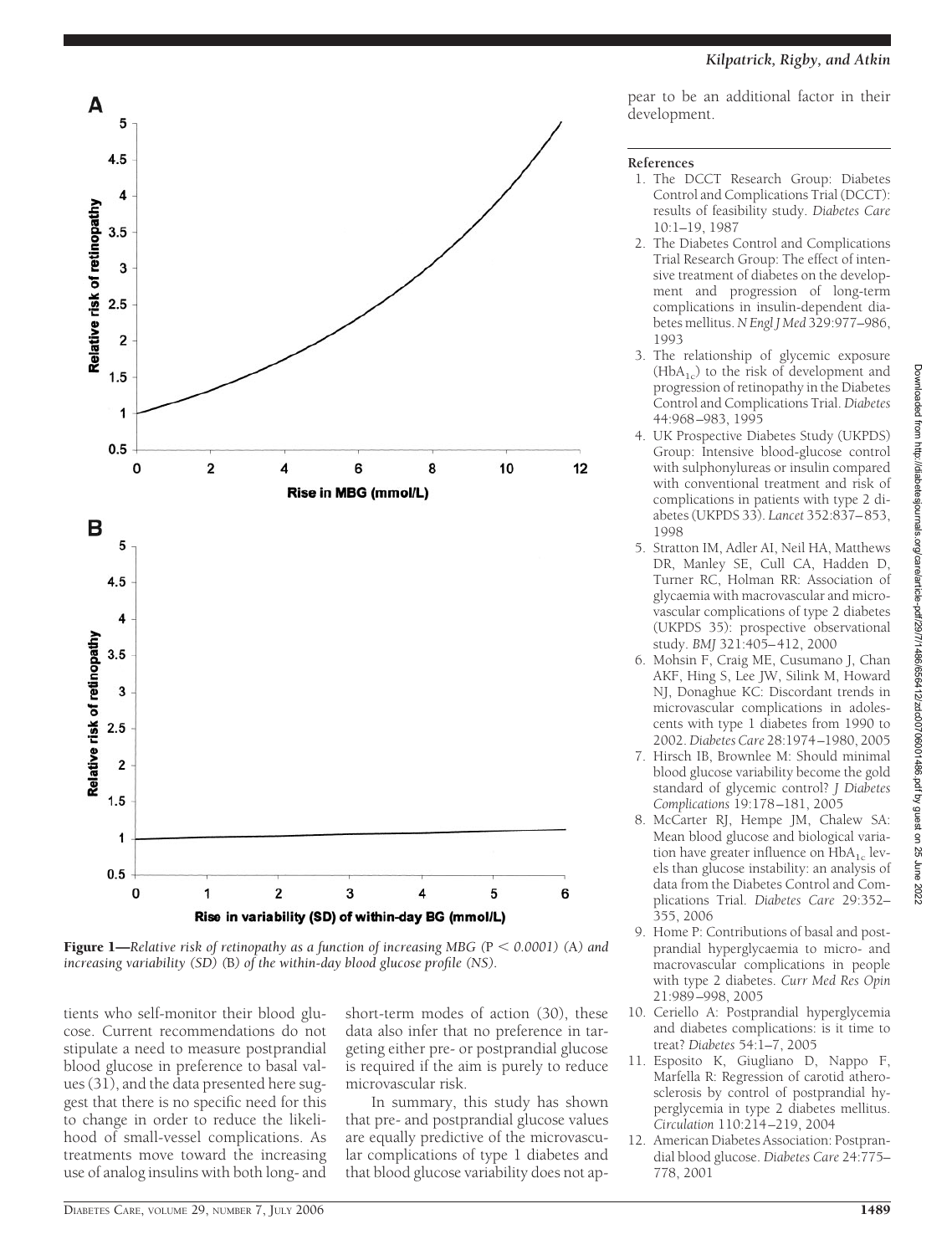**Figure 1**—*Relative risk of retinopathy as a function of increasing MBG ($P < 0.0001$) (A) and increasing variability (SD) (B) of the within-day blood glucose profile (NS).*

tients who self-monitor their blood glucose. Current recommendations do not stipulate a need to measure postprandial blood glucose in preference to basal values (31), and the data presented here suggest that there is no specific need for this to change in order to reduce the likelihood of small-vessel complications. As treatments move toward the increasing use of analog insulins with both long- and short-term modes of action (30), these data also infer that no preference in targeting either pre- or postprandial glucose is required if the aim is purely to reduce microvascular risk.

In summary, this study has shown that pre- and postprandial glucose values are equally predictive of the microvascular complications of type 1 diabetes and that blood glucose variability does not appear to be an additional factor in their development.

## References

1. The DCCT Research Group: Diabetes Control and Complications Trial (DCCT): results of feasibility study. *Diabetes Care* 10:1–19, 1987
2. The Diabetes Control and Complications Trial Research Group: The effect of intensive treatment of diabetes on the development and progression of long-term complications in insulin-dependent diabetes mellitus. *N Engl J Med* 329:977–986, 1993
3. The relationship of glycemic exposure ($HbA_{1c}$) to the risk of development and progression of retinopathy in the Diabetes Control and Complications Trial. *Diabetes* 44:968–983, 1995
4. UK Prospective Diabetes Study (UKPDS) Group: Intensive blood-glucose control with sulphonylureas or insulin compared with conventional treatment and risk of complications in patients with type 2 diabetes (UKPDS 33). *Lancet* 352:837–853, 1998
5. Stratton IM, Adler AI, Neil HA, Matthews DR, Manley SE, Cull CA, Hadden D, Turner RC, Holman RR: Association of glycaemia with macrovascular and microvascular complications of type 2 diabetes (UKPDS 35): prospective observational study. *BMJ* 321:405–412, 2000
6. Mohsin F, Craig ME, Cusumano J, Chan AKF, Hing S, Lee JW, Silink M, Howard NJ, Donaghue KC: Discordant trends in microvascular complications in adolescents with type 1 diabetes from 1990 to 2002. *Diabetes Care* 28:1974–1980, 2005
7. Hirsch IB, Brownlee M: Should minimal blood glucose variability become the gold standard of glycemic control? *J Diabetes Complications* 19:178–181, 2005
8. McCarter RJ, Hempe JM, Chalew SA: Mean blood glucose and biological variation have greater influence on $HbA_{1c}$ levels than glucose instability: an analysis of data from the Diabetes Control and Complications Trial. *Diabetes Care* 29:352–355, 2006
9. Home P: Contributions of basal and postprandial hyperglycaemia to micro- and macrovascular complications in people with type 2 diabetes. *Curr Med Res Opin* 21:989–998, 2005
10. Ceriello A: Postprandial hyperglycemia and diabetes complications: is it time to treat? *Diabetes* 54:1–7, 2005
11. Esposito K, Giugliano D, Nappo F, Marfella R: Regression of carotid atherosclerosis by control of postprandial hyperglycemia in type 2 diabetes mellitus. *Circulation* 110:214–219, 2004
12. American Diabetes Association: Postprandial blood glucose. *Diabetes Care* 24:775–778, 2001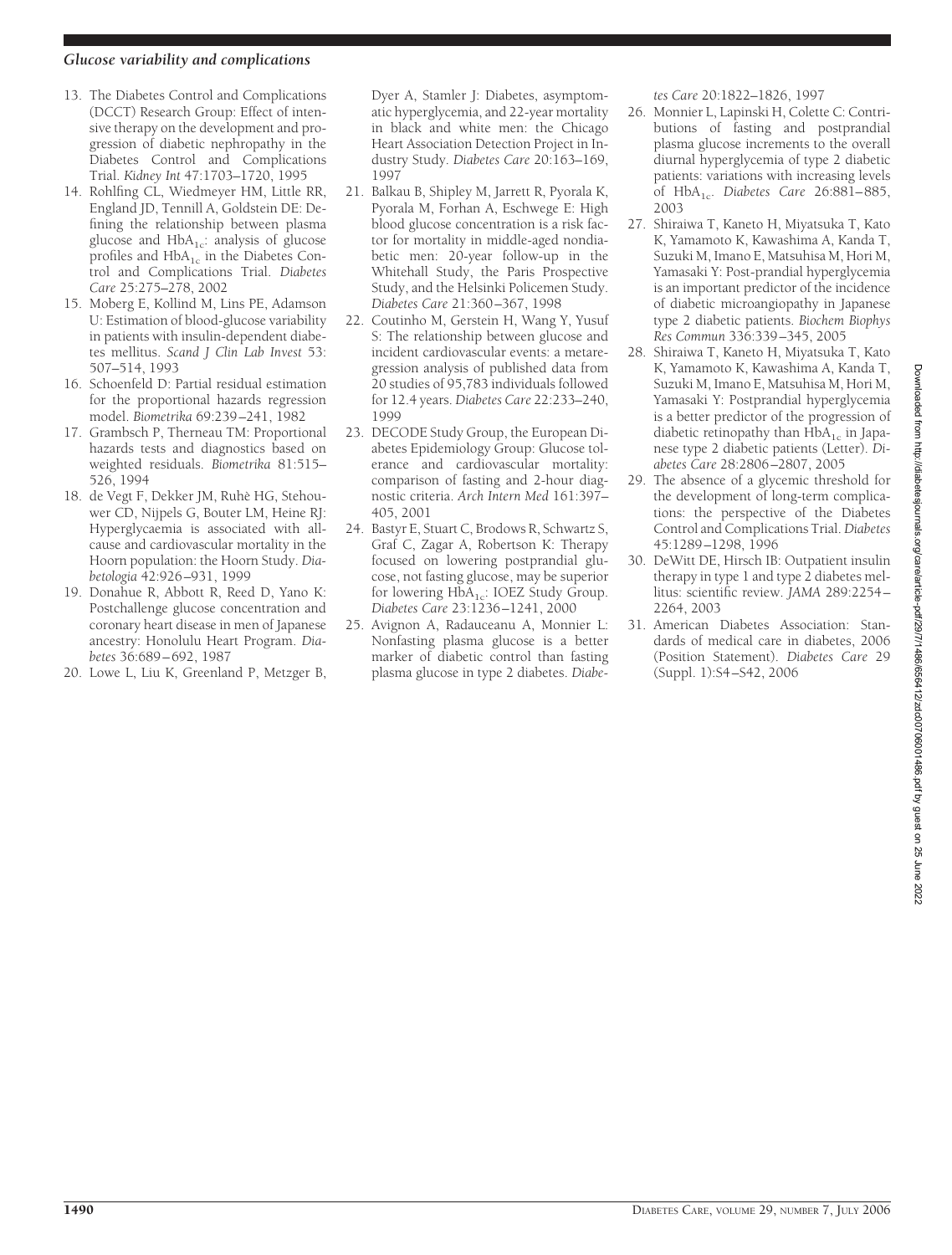13. The Diabetes Control and Complications (DCCT) Research Group: Effect of intensive therapy on the development and progression of diabetic nephropathy in the Diabetes Control and Complications Trial. *Kidney Int* 47:1703–1720, 1995
14. Rohlfing CL, Wiedmeyer HM, Little RR, England JD, Tennill A, Goldstein DE: Defining the relationship between plasma glucose and $HbA_{1c}$: analysis of glucose profiles and $HbA_{1c}$ in the Diabetes Control and Complications Trial. *Diabetes Care* 25:275–278, 2002
15. Moberg E, Kollind M, Lins PE, Adamson U: Estimation of blood-glucose variability in patients with insulin-dependent diabetes mellitus. *Scand J Clin Lab Invest* 53: 507–514, 1993
16. Schoenfeld D: Partial residual estimation for the proportional hazards regression model. *Biometrika* 69:239–241, 1982
17. Grambsch P, Therneau TM: Proportional hazards tests and diagnostics based on weighted residuals. *Biometrika* 81:515–526, 1994
18. de Vegt F, Dekker JM, Ruhè HG, Stehouwer CD, Nijpels G, Bouter LM, Heine RJ: Hyperglycaemia is associated with all-cause and cardiovascular mortality in the Hoorn population: the Hoorn Study. *Diabetologia* 42:926–931, 1999
19. Donahue R, Abbott R, Reed D, Yano K: Postchallenge glucose concentration and coronary heart disease in men of Japanese ancestry: Honolulu Heart Program. *Diabetes* 36:689–692, 1987
20. Lowe L, Liu K, Greenland P, Metzger B, Dyer A, Stamler J: Diabetes, asymptomatic hyperglycemia, and 22-year mortality in black and white men: the Chicago Heart Association Detection Project in Industry Study. *Diabetes Care* 20:163–169, 1997
21. Balkau B, Shipley M, Jarrett R, Pyorala K, Pyorala M, Forhan A, Eschwege E: High blood glucose concentration is a risk factor for mortality in middle-aged nondiabetic men: 20-year follow-up in the Whitehall Study, the Paris Prospective Study, and the Helsinki Policemen Study. *Diabetes Care* 21:360–367, 1998
22. Coutinho M, Gerstein H, Wang Y, Yusuf S: The relationship between glucose and incident cardiovascular events: a metaregression analysis of published data from 20 studies of 95,783 individuals followed for 12.4 years. *Diabetes Care* 22:233–240, 1999
23. DECODE Study Group, the European Diabetes Epidemiology Group: Glucose tolerance and cardiovascular mortality: comparison of fasting and 2-hour diagnostic criteria. *Arch Intern Med* 161:397–405, 2001
24. Bastyr E, Stuart C, Brodows R, Schwartz S, Graf C, Zagar A, Robertson K: Therapy focused on lowering postprandial glucose, not fasting glucose, may be superior for lowering $HbA_{1c}$: IOEZ Study Group. *Diabetes Care* 23:1236–1241, 2000
25. Avignon A, Radauceanu A, Monnier L: Nonfasting plasma glucose is a better marker of diabetic control than fasting plasma glucose in type 2 diabetes. *Diabetes Care* 20:1822–1826, 1997
26. Monnier L, Lapinski H, Colette C: Contributions of fasting and postprandial plasma glucose increments to the overall diurnal hyperglycemia of type 2 diabetic patients: variations with increasing levels of $HbA_{1c}$. *Diabetes Care* 26:881–885, 2003
27. Shiraiwa T, Kaneto H, Miyatsuka T, Kato K, Yamamoto K, Kawashima A, Kanda T, Suzuki M, Imano E, Matsuhisa M, Hori M, Yamasaki Y: Post-prandial hyperglycemia is an important predictor of the incidence of diabetic microangiopathy in Japanese type 2 diabetic patients. *Biochem Biophys Res Commun* 336:339–345, 2005
28. Shiraiwa T, Kaneto H, Miyatsuka T, Kato K, Yamamoto K, Kawashima A, Kanda T, Suzuki M, Imano E, Matsuhisa M, Hori M, Yamasaki Y: Postprandial hyperglycemia is a better predictor of the progression of diabetic retinopathy than $HbA_{1c}$ in Japanese type 2 diabetic patients (Letter). *Diabetes Care* 28:2806–2807, 2005
29. The absence of a glycemic threshold for the development of long-term complications: the perspective of the Diabetes Control and Complications Trial. *Diabetes* 45:1289–1298, 1996
30. DeWitt DE, Hirsch IB: Outpatient insulin therapy in type 1 and type 2 diabetes mellitus: scientific review. *JAMA* 289:2254–2264, 2003
31. American Diabetes Association: Standards of medical care in diabetes, 2006 (Position Statement). *Diabetes Care* 29 (Suppl. 1):S4–S42, 2006